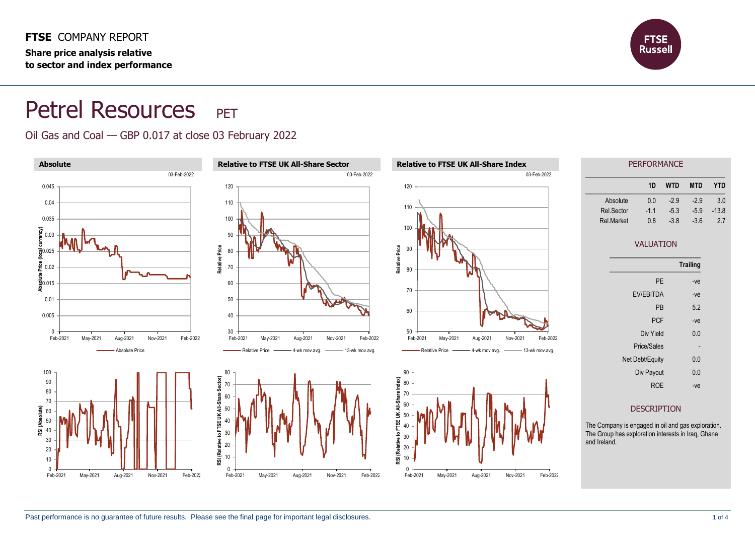**FTSE** COMPANY REPORT

**Share price analysis relative to sector and index performance**

# Petrel Resources PET

Oil Gas and Coal — GBP 0.017 at close 03 February 2022

### Absolute

03-Feb-2022

### Relative to FTSE UK All-Share Sector

03-Feb-2022

### Relative to FTSE UK All-Share Index

03-Feb-2022

## PERFORMANCE

| | 1D | WTD | MTD | YTD |
|---|---|---|---|---|
| Absolute | 0.0 | -2.9 | -2.9 | 3.0 |
| Rel.Sector | -1.1 | -5.3 | -5.9 | -13.8 |
| Rel.Market | 0.8 | -3.8 | -3.6 | 2.7 |

## VALUATION

| | Trailing |
|---|---|
| PE | -ve |
| EV/EBITDA | -ve |
| PB | 5.2 |
| PCF | -ve |
| Div Yield | 0.0 |
| Price/Sales | - |
| Net Debt/Equity | 0.0 |
| Div Payout | 0.0 |
| ROE | -ve |

## DESCRIPTION

The Company is engaged in oil and gas exploration. The Group has exploration interests in Iraq, Ghana and Ireland.

Past performance is no guarantee of future results. Please see the final page for important legal disclosures.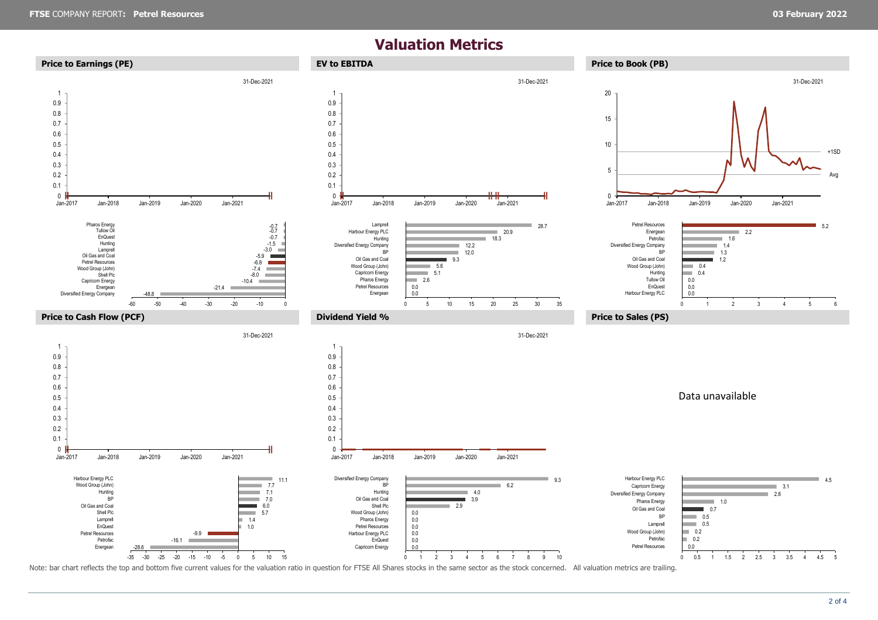# Valuation Metrics

## Price to Earnings (PE)

31-Dec-2021

| Company | PE |
|---|---|
| Pharos Energy | -0.7 |
| Tullow Oil | -0.7 |
| EnQuest | -0.7 |
| Hunting | -1.5 |
| Lamprell | -3.0 |
| Oil Gas and Coal | -5.9 |
| Petrel Resources | -6.8 |
| Wood Group (John) | -7.4 |
| Shell Plc | -8.0 |
| Capricorn Energy | -10.4 |
| Energean | -21.4 |
| Diversified Energy Company | -48.8 |

## EV to EBITDA

31-Dec-2021

| Company | EV to EBITDA |
|---|---|
| Lamprell | 28.7 |
| Harbour Energy PLC | 20.9 |
| Hunting | 18.3 |
| Diversified Energy Company | 12.2 |
| BP | 12.0 |
| Oil Gas and Coal | 9.3 |
| Wood Group (John) | 5.6 |
| Capricorn Energy | 5.1 |
| Pharos Energy | 2.6 |
| Petrel Resources | 0.0 |
| Energean | 0.0 |

## Price to Book (PB)

31-Dec-2021

| Company | PB |
|---|---|
| Petrel Resources | 5.2 |
| Energean | 2.2 |
| Petrofac | 1.6 |
| Diversified Energy Company | 1.4 |
| BP | 1.3 |
| Oil Gas and Coal | 1.2 |
| Wood Group (John) | 0.4 |
| Hunting | 0.4 |
| Tullow Oil | 0.0 |
| EnQuest | 0.0 |
| Harbour Energy PLC | 0.0 |

## Price to Cash Flow (PCF)

31-Dec-2021

| Company | PCF |
|---|---|
| Harbour Energy PLC | 11.1 |
| Wood Group (John) | 7.7 |
| Hunting | 7.1 |
| BP | 7.0 |
| Oil Gas and Coal | 6.0 |
| Shell Plc | 5.7 |
| Lamprell | 1.4 |
| EnQuest | 1.0 |
| Petrel Resources | -9.9 |
| Petrofac | -16.1 |
| Energean | -28.6 |

## Dividend Yield %

31-Dec-2021

| Company | Dividend Yield % |
|---|---|
| Diversified Energy Company | 9.3 |
| BP | 6.2 |
| Hunting | 4.0 |
| Oil Gas and Coal | 3.9 |
| Shell Plc | 2.9 |
| Wood Group (John) | 0.0 |
| Pharos Energy | 0.0 |
| Petrel Resources | 0.0 |
| Harbour Energy PLC | 0.0 |
| EnQuest | 0.0 |
| Capricorn Energy | 0.0 |

## Price to Sales (PS)

Data unavailable

| Company | PS |
|---|---|
| Harbour Energy PLC | 4.5 |
| Capricorn Energy | 3.1 |
| Diversified Energy Company | 2.8 |
| Pharos Energy | 1.0 |
| Oil Gas and Coal | 0.7 |
| BP | 0.5 |
| Lamprell | 0.5 |
| Wood Group (John) | 0.2 |
| Petrofac | 0.2 |
| Petrel Resources | 0.0 |

Note: bar chart reflects the top and bottom five current values for the valuation ratio in question for FTSE All Shares stocks in the same sector as the stock concerned. All valuation metrics are trailing.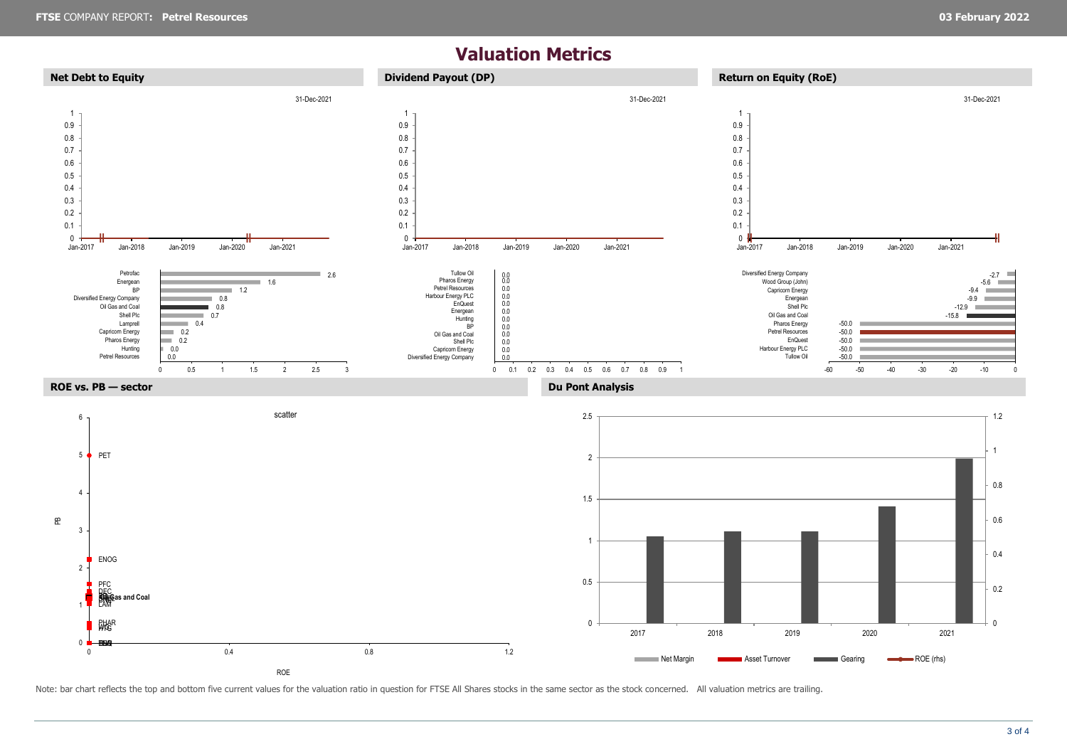# Valuation Metrics

## Net Debt to Equity

31-Dec-2021

| Company | Value |
|---|---|
| Petrofac | 2.6 |
| Energean | 1.6 |
| BP | 1.2 |
| Diversified Energy Company | 0.8 |
| Oil Gas and Coal | 0.8 |
| Shell Plc | 0.7 |
| Lamprell | 0.4 |
| Capricorn Energy | 0.2 |
| Pharos Energy | 0.2 |
| Hunting | 0.0 |
| Petrel Resources | 0.0 |

## Dividend Payout (DP)

31-Dec-2021

| Company | Value |
|---|---|
| Tullow Oil | 0.0 |
| Pharos Energy | 0.0 |
| Petrel Resources | 0.0 |
| Harbour Energy PLC | 0.0 |
| EnQuest | 0.0 |
| Energean | 0.0 |
| Hunting | 0.0 |
| BP | 0.0 |
| Oil Gas and Coal | 0.0 |
| Shell Plc | 0.0 |
| Capricorn Energy | 0.0 |
| Diversified Energy Company | 0.0 |

## Return on Equity (RoE)

31-Dec-2021

| Company | Value |
|---|---|
| Diversified Energy Company | -2.7 |
| Wood Group (John) | -5.6 |
| Capricorn Energy | -9.4 |
| Energean | -9.9 |
| Shell Plc | -12.9 |
| Oil Gas and Coal | -15.8 |
| Pharos Energy | -50.0 |
| Petrel Resources | -50.0 |
| EnQuest | -50.0 |
| Harbour Energy PLC | -50.0 |
| Tullow Oil | -50.0 |

## ROE vs. PB — sector

## Du Pont Analysis

Net Margin, Asset Turnover, Gearing, ROE (rhs)

Note: bar chart reflects the top and bottom five current values for the valuation ratio in question for FTSE All Shares stocks in the same sector as the stock concerned. All valuation metrics are trailing.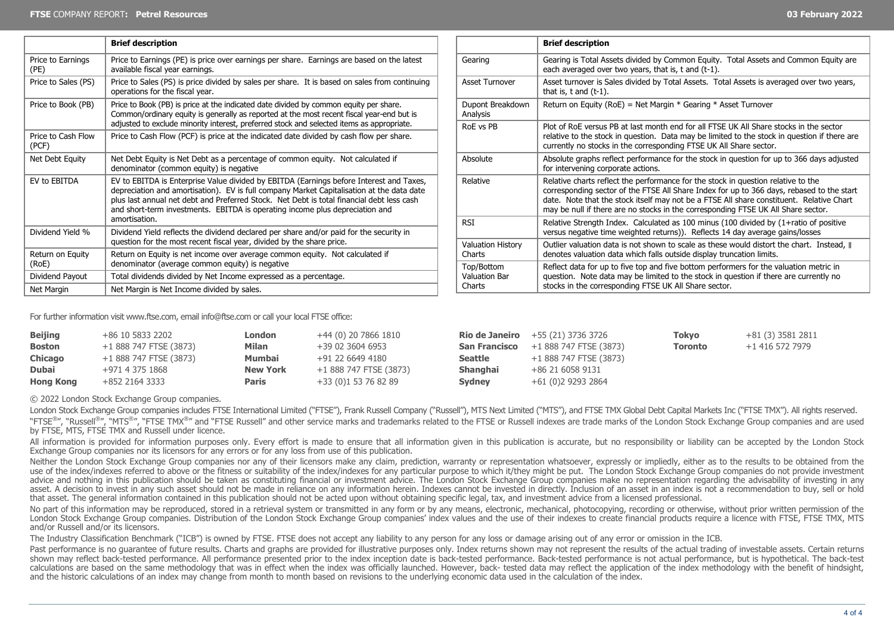| | Brief description |
|---|---|
| Price to Earnings (PE) | Price to Earnings (PE) is price over earnings per share. Earnings are based on the latest available fiscal year earnings. |
| Price to Sales (PS) | Price to Sales (PS) is price divided by sales per share. It is based on sales from continuing operations for the fiscal year. |
| Price to Book (PB) | Price to Book (PB) is price at the indicated date divided by common equity per share. Common/ordinary equity is generally as reported at the most recent fiscal year-end but is adjusted to exclude minority interest, preferred stock and selected items as appropriate. |
| Price to Cash Flow (PCF) | Price to Cash Flow (PCF) is price at the indicated date divided by cash flow per share. |
| Net Debt Equity | Net Debt Equity is Net Debt as a percentage of common equity. Not calculated if denominator (common equity) is negative |
| EV to EBITDA | EV to EBITDA is Enterprise Value divided by EBITDA (Earnings before Interest and Taxes, depreciation and amortisation). EV is full company Market Capitalisation at the data date plus last annual net debt and Preferred Stock. Net Debt is total financial debt less cash and short-term investments. EBITDA is operating income plus depreciation and amortisation. |
| Dividend Yield % | Dividend Yield reflects the dividend declared per share and/or paid for the security in question for the most recent fiscal year, divided by the share price. |
| Return on Equity (RoE) | Return on Equity is net income over average common equity. Not calculated if denominator (average common equity) is negative |
| Dividend Payout | Total dividends divided by Net Income expressed as a percentage. |
| Net Margin | Net Margin is Net Income divided by sales. |

| | Brief description |
|---|---|
| Gearing | Gearing is Total Assets divided by Common Equity. Total Assets and Common Equity are each averaged over two years, that is, t and (t-1). |
| Asset Turnover | Asset turnover is Sales divided by Total Assets. Total Assets is averaged over two years, that is, t and (t-1). |
| Dupont Breakdown Analysis | Return on Equity (RoE) = Net Margin * Gearing * Asset Turnover |
| RoE vs PB | Plot of RoE versus PB at last month end for all FTSE UK All Share stocks in the sector relative to the stock in question. Data may be limited to the stock in question if there are currently no stocks in the corresponding FTSE UK All Share sector. |
| Absolute | Absolute graphs reflect performance for the stock in question for up to 366 days adjusted for intervening corporate actions. |
| Relative | Relative charts reflect the performance for the stock in question relative to the corresponding sector of the FTSE All Share Index for up to 366 days, rebased to the start date. Note that the stock itself may not be a FTSE All share constituent. Relative Chart may be null if there are no stocks in the corresponding FTSE UK All Share sector. |
| RSI | Relative Strength Index. Calculated as 100 minus (100 divided by (1+ratio of positive versus negative time weighted returns)). Reflects 14 day average gains/losses |
| Valuation History Charts | Outlier valuation data is not shown to scale as these would distort the chart. Instead, ∥ denotes valuation data which falls outside display truncation limits. |
| Top/Bottom Valuation Bar Charts | Reflect data for up to five top and five bottom performers for the valuation metric in question. Note data may be limited to the stock in question if there are currently no stocks in the corresponding FTSE UK All Share sector. |

For further information visit www.ftse.com, email info@ftse.com or call your local FTSE office:

| | | | | | | | |
|---|---|---|---|---|---|---|---|
| **Beijing** | +86 10 5833 2202 | **London** | +44 (0) 20 7866 1810 | **Rio de Janeiro** | +55 (21) 3736 3726 | **Tokyo** | +81 (3) 3581 2811 |
| **Boston** | +1 888 747 FTSE (3873) | **Milan** | +39 02 3604 6953 | **San Francisco** | +1 888 747 FTSE (3873) | **Toronto** | +1 416 572 7979 |
| **Chicago** | +1 888 747 FTSE (3873) | **Mumbai** | +91 22 6649 4180 | **Seattle** | +1 888 747 FTSE (3873) | | |
| **Dubai** | +971 4 375 1868 | **New York** | +1 888 747 FTSE (3873) | **Shanghai** | +86 21 6058 9131 | | |
| **Hong Kong** | +852 2164 3333 | **Paris** | +33 (0)1 53 76 82 89 | **Sydney** | +61 (0)2 9293 2864 | | |

© 2022 London Stock Exchange Group companies.

London Stock Exchange Group companies includes FTSE International Limited ("FTSE"), Frank Russell Company ("Russell"), MTS Next Limited ("MTS"), and FTSE TMX Global Debt Capital Markets Inc ("FTSE TMX"). All rights reserved. "FTSE®", "Russell®", "MTS®", "FTSE TMX®" and "FTSE Russell" and other service marks and trademarks related to the FTSE or Russell indexes are trade marks of the London Stock Exchange Group companies and are used by FTSE, MTS, FTSE TMX and Russell under licence.

All information is provided for information purposes only. Every effort is made to ensure that all information given in this publication is accurate, but no responsibility or liability can be accepted by the London Stock Exchange Group companies nor its licensors for any errors or for any loss from use of this publication.

Neither the London Stock Exchange Group companies nor any of their licensors make any claim, prediction, warranty or representation whatsoever, expressly or impliedly, either as to the results to be obtained from the use of the index/indexes referred to above or the fitness or suitability of the index/indexes for any particular purpose to which it/they might be put. The London Stock Exchange Group companies do not provide investment advice and nothing in this publication should be taken as constituting financial or investment advice. The London Stock Exchange Group companies make no representation regarding the advisability of investing in any asset. A decision to invest in any such asset should not be made in reliance on any information herein. Indexes cannot be invested in directly. Inclusion of an asset in an index is not a recommendation to buy, sell or hold that asset. The general information contained in this publication should not be acted upon without obtaining specific legal, tax, and investment advice from a licensed professional.

No part of this information may be reproduced, stored in a retrieval system or transmitted in any form or by any means, electronic, mechanical, photocopying, recording or otherwise, without prior written permission of the London Stock Exchange Group companies. Distribution of the London Stock Exchange Group companies' index values and the use of their indexes to create financial products require a licence with FTSE, FTSE TMX, MTS and/or Russell and/or its licensors.

The Industry Classification Benchmark ("ICB") is owned by FTSE. FTSE does not accept any liability to any person for any loss or damage arising out of any error or omission in the ICB.

Past performance is no guarantee of future results. Charts and graphs are provided for illustrative purposes only. Index returns shown may not represent the results of the actual trading of investable assets. Certain returns shown may reflect back-tested performance. All performance presented prior to the index inception date is back-tested performance. Back-tested performance is not actual performance, but is hypothetical. The back-test calculations are based on the same methodology that was in effect when the index was officially launched. However, back- tested data may reflect the application of the index methodology with the benefit of hindsight, and the historic calculations of an index may change from month to month based on revisions to the underlying economic data used in the calculation of the index.